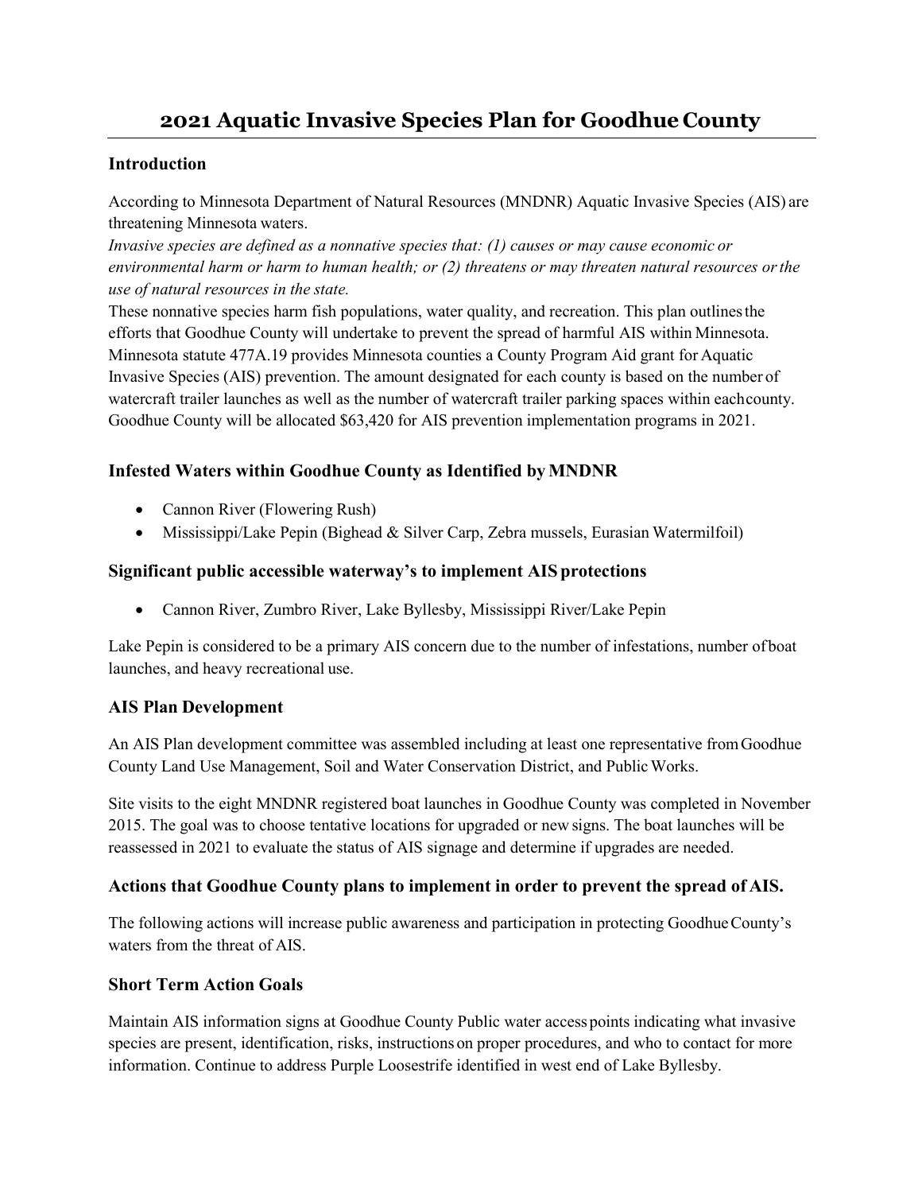# 2021 Aquatic Invasive Species Plan for Goodhue County

### Introduction

According to Minnesota Department of Natural Resources (MNDNR) Aquatic Invasive Species (AIS) are threatening Minnesota waters.

*Invasive species are defined as a nonnative species that: (1) causes or may cause economic or environmental harm or harm to human health; or (2) threatens or may threaten natural resources or the use of natural resources in the state.*

These nonnative species harm fish populations, water quality, and recreation. This plan outlines the efforts that Goodhue County will undertake to prevent the spread of harmful AIS within Minnesota. Minnesota statute 477A.19 provides Minnesota counties a County Program Aid grant for Aquatic Invasive Species (AIS) prevention. The amount designated for each county is based on the number of watercraft trailer launches as well as the number of watercraft trailer parking spaces within each county. Goodhue County will be allocated $63,420 for AIS prevention implementation programs in 2021.

### Infested Waters within Goodhue County as Identified by MNDNR

- Cannon River (Flowering Rush)
- Mississippi/Lake Pepin (Bighead & Silver Carp, Zebra mussels, Eurasian Watermilfoil)

### Significant public accessible waterway's to implement AIS protections

- Cannon River, Zumbro River, Lake Byllesby, Mississippi River/Lake Pepin

Lake Pepin is considered to be a primary AIS concern due to the number of infestations, number of boat launches, and heavy recreational use.

### AIS Plan Development

An AIS Plan development committee was assembled including at least one representative from Goodhue County Land Use Management, Soil and Water Conservation District, and Public Works.

Site visits to the eight MNDNR registered boat launches in Goodhue County was completed in November 2015. The goal was to choose tentative locations for upgraded or new signs. The boat launches will be reassessed in 2021 to evaluate the status of AIS signage and determine if upgrades are needed.

### Actions that Goodhue County plans to implement in order to prevent the spread of AIS.

The following actions will increase public awareness and participation in protecting Goodhue County's waters from the threat of AIS.

### Short Term Action Goals

Maintain AIS information signs at Goodhue County Public water access points indicating what invasive species are present, identification, risks, instructions on proper procedures, and who to contact for more information. Continue to address Purple Loosestrife identified in west end of Lake Byllesby.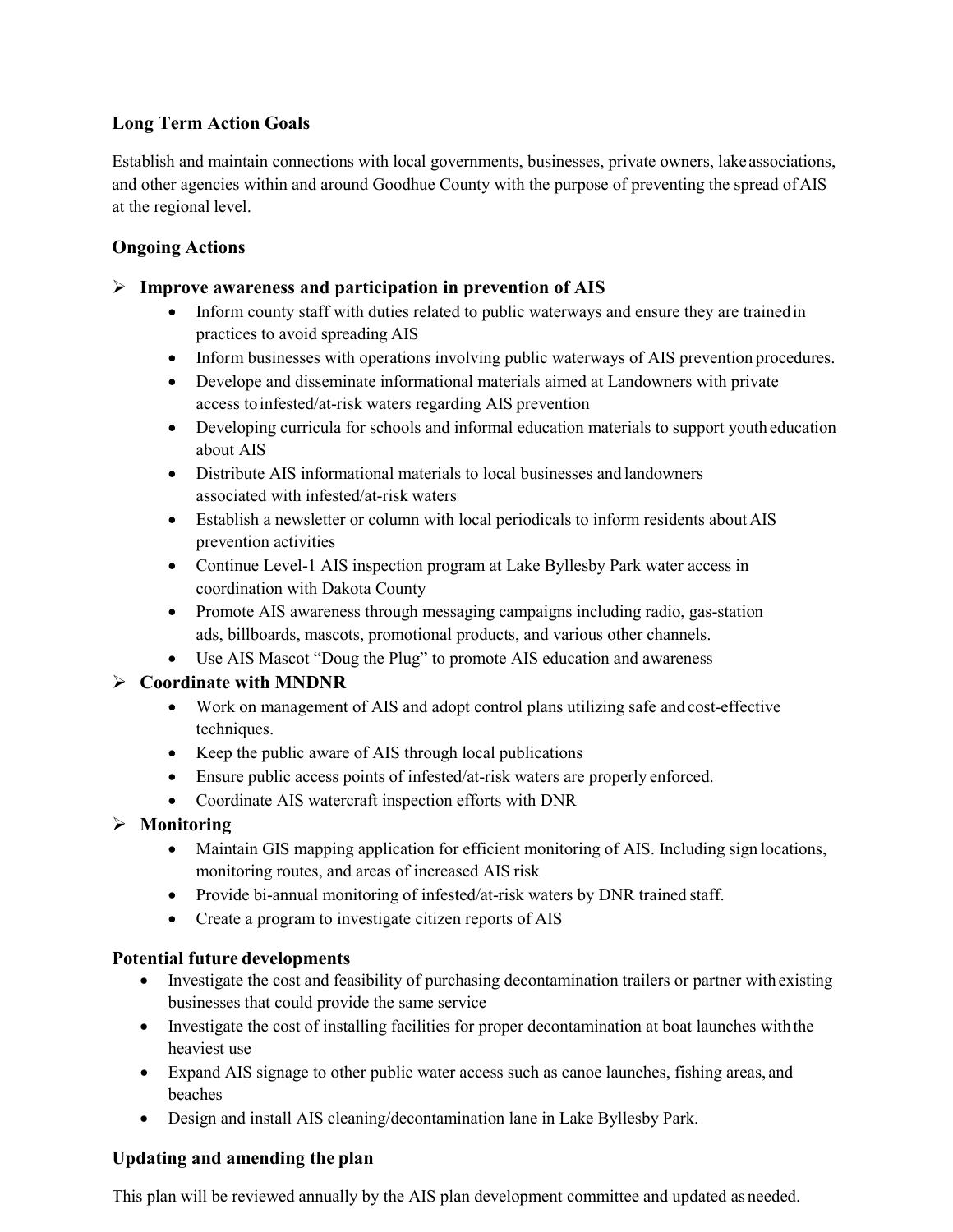### Long Term Action Goals

Establish and maintain connections with local governments, businesses, private owners, lake associations, and other agencies within and around Goodhue County with the purpose of preventing the spread of AIS at the regional level.

### Ongoing Actions

- **Improve awareness and participation in prevention of AIS**
  - Inform county staff with duties related to public waterways and ensure they are trained in practices to avoid spreading AIS
  - Inform businesses with operations involving public waterways of AIS prevention procedures.
  - Develope and disseminate informational materials aimed at Landowners with private access to infested/at-risk waters regarding AIS prevention
  - Developing curricula for schools and informal education materials to support youth education about AIS
  - Distribute AIS informational materials to local businesses and landowners associated with infested/at-risk waters
  - Establish a newsletter or column with local periodicals to inform residents about AIS prevention activities
  - Continue Level-1 AIS inspection program at Lake Byllesby Park water access in coordination with Dakota County
  - Promote AIS awareness through messaging campaigns including radio, gas-station ads, billboards, mascots, promotional products, and various other channels.
  - Use AIS Mascot "Doug the Plug" to promote AIS education and awareness
- **Coordinate with MNDNR**
  - Work on management of AIS and adopt control plans utilizing safe and cost-effective techniques.
  - Keep the public aware of AIS through local publications
  - Ensure public access points of infested/at-risk waters are properly enforced.
  - Coordinate AIS watercraft inspection efforts with DNR
- **Monitoring**
  - Maintain GIS mapping application for efficient monitoring of AIS. Including sign locations, monitoring routes, and areas of increased AIS risk
  - Provide bi-annual monitoring of infested/at-risk waters by DNR trained staff.
  - Create a program to investigate citizen reports of AIS

### Potential future developments

- Investigate the cost and feasibility of purchasing decontamination trailers or partner with existing businesses that could provide the same service
- Investigate the cost of installing facilities for proper decontamination at boat launches with the heaviest use
- Expand AIS signage to other public water access such as canoe launches, fishing areas, and beaches
- Design and install AIS cleaning/decontamination lane in Lake Byllesby Park.

### Updating and amending the plan

This plan will be reviewed annually by the AIS plan development committee and updated as needed.